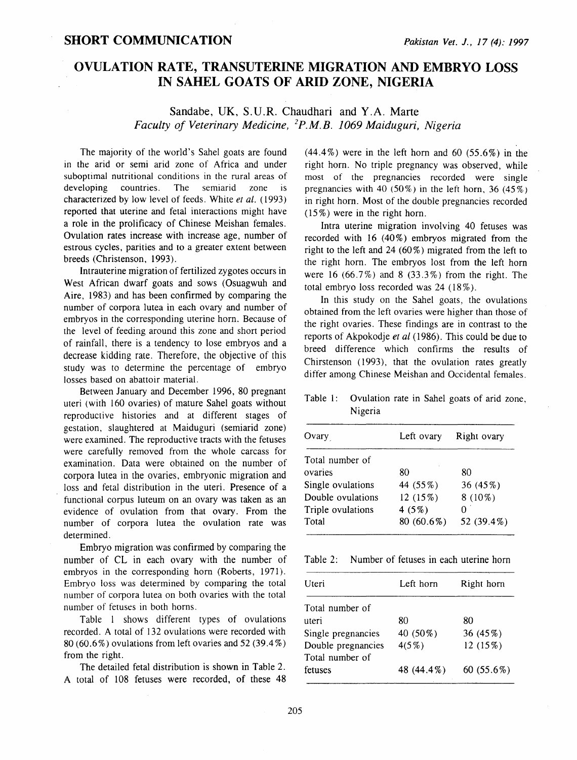**SHORT COMMUNICATION**

# OVULATION RATE, TRANSUTERINE MIGRATION AND EMBRYO LOSS IN SAHEL GOATS OF ARID ZONE, NIGERIA

Sandabe, UK, S.U.R. Chaudhari and Y.A. Marte

*Faculty of Veterinary Medicine, [2]P.M.B. 1069 Maiduguri, Nigeria*

The majority of the world's Sahel goats are found in the arid or semi arid zone of Africa and under suboptimal nutritional conditions in the rural areas of developing countries. The semiarid zone is characterized by low level of feeds. White *et al.* (1993) reported that uterine and fetal interactions might have a role in the prolificacy of Chinese Meishan females. Ovulation rates increase with increase age, number of estrous cycles, parities and to a greater extent between breeds (Christenson, 1993).

Intrauterine migration of fertilized zygotes occurs in West African dwarf goats and sows (Osuagwuh and Aire, 1983) and has been confirmed by comparing the number of corpora lutea in each ovary and number of embryos in the corresponding uterine horn. Because of the level of feeding around this zone and short period of rainfall, there is a tendency to lose embryos and a decrease kidding rate. Therefore, the objective of this study was to determine the percentage of embryo losses based on abattoir material.

Between January and December 1996, 80 pregnant uteri (with 160 ovaries) of mature Sahel goats without reproductive histories and at different stages of gestation, slaughtered at Maiduguri (semiarid zone) were examined. The reproductive tracts with the fetuses were carefully removed from the whole carcass for examination. Data were obtained on the number of corpora lutea in the ovaries, embryonic migration and loss and fetal distribution in the uteri. Presence of a functional corpus luteum on an ovary was taken as an evidence of ovulation from that ovary. From the number of corpora lutea the ovulation rate was determined.

Embryo migration was confirmed by comparing the number of CL in each ovary with the number of embryos in the corresponding horn (Roberts, 1971). Embryo loss was determined by comparing the total number of corpora lutea on both ovaries with the total number of fetuses in both horns.

Table 1 shows different types of ovulations recorded. A total of 132 ovulations were recorded with 80 (60.6%) ovulations from left ovaries and 52 (39.4%) from the right.

The detailed fetal distribution is shown in Table 2. A total of 108 fetuses were recorded, of these 48 (44.4%) were in the left horn and 60 (55.6%) in the right horn. No triple pregnancy was observed, while most of the pregnancies recorded were single pregnancies with 40 (50%) in the left horn, 36 (45%) in right horn. Most of the double pregnancies recorded (15%) were in the right horn.

Intra uterine migration involving 40 fetuses was recorded with 16 (40%) embryos migrated from the right to the left and 24 (60%) migrated from the left to the right horn. The embryos lost from the left horn were 16 (66.7%) and 8 (33.3%) from the right. The total embryo loss recorded was 24 (18%).

In this study on the Sahel goats, the ovulations obtained from the left ovaries were higher than those of the right ovaries. These findings are in contrast to the reports of Akpokodje *et al* (1986). This could be due to breed difference which confirms the results of Chirstenson (1993), that the ovulation rates greatly differ among Chinese Meishan and Occidental females.

Table 1: Ovulation rate in Sahel goats of arid zone, Nigeria

| Ovary | Left ovary | Right ovary |
|---|---|---|
| Total number of ovaries | 80 | 80 |
| Single ovulations | 44 (55%) | 36 (45%) |
| Double ovulations | 12 (15%) | 8 (10%) |
| Triple ovulations | 4 (5%) | 0 |
| Total | 80 (60.6%) | 52 (39.4%) |

Table 2: Number of fetuses in each uterine horn

| Uteri | Left horn | Right horn |
|---|---|---|
| Total number of uteri | 80 | 80 |
| Single pregnancies | 40 (50%) | 36 (45%) |
| Double pregnancies | 4(5%) | 12 (15%) |
| Total number of fetuses | 48 (44.4%) | 60 (55.6%) |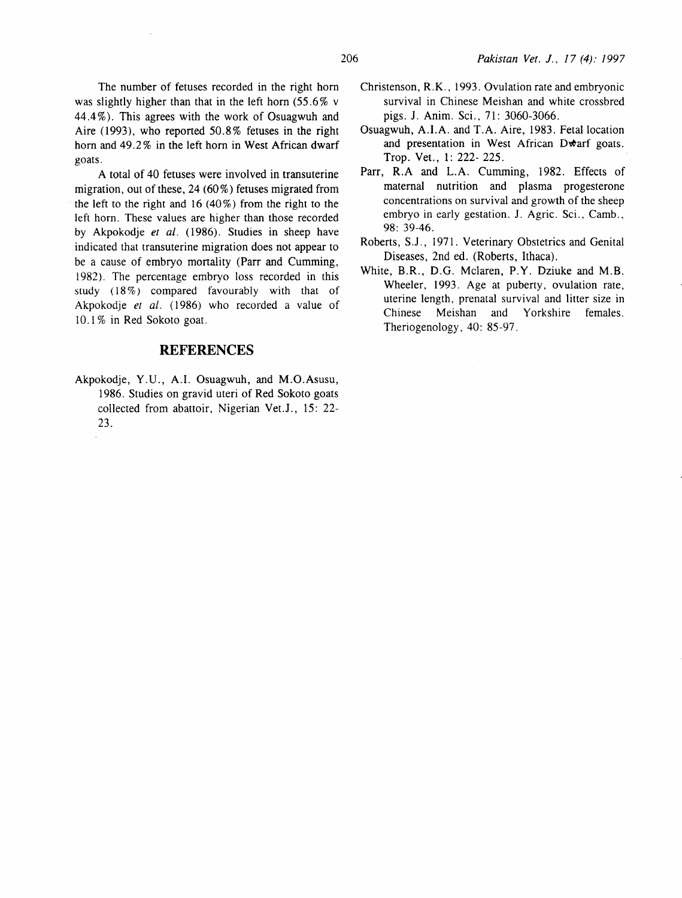The number of fetuses recorded in the right horn was slightly higher than that in the left horn (55.6% v 44.4%). This agrees with the work of Osuagwuh and Aire (1993), who reported 50.8% fetuses in the right horn and 49.2% in the left horn in West African dwarf goats.

A total of 40 fetuses were involved in transuterine migration, out of these, 24 (60%) fetuses migrated from the left to the right and 16 (40%) from the right to the left horn. These values are higher than those recorded by Akpokodje *et al.* (1986). Studies in sheep have indicated that transuterine migration does not appear to be a cause of embryo mortality (Parr and Cumming, 1982). The percentage embryo loss recorded in this study (18%) compared favourably with that of Akpokodje *et al.* (1986) who recorded a value of 10.1% in Red Sokoto goat.

## REFERENCES

Akpokodje, Y.U., A.I. Osuagwuh, and M.O.Asusu, 1986. Studies on gravid uteri of Red Sokoto goats collected from abattoir, Nigerian Vet.J., 15: 22-23.

Christenson, R.K., 1993. Ovulation rate and embryonic survival in Chinese Meishan and white crossbred pigs. J. Anim. Sci., 71: 3060-3066.

Osuagwuh, A.I.A. and T.A. Aire, 1983. Fetal location and presentation in West African Dwarf goats. Trop. Vet., 1: 222- 225.

Parr, R.A and L.A. Cumming, 1982. Effects of maternal nutrition and plasma progesterone concentrations on survival and growth of the sheep embryo in early gestation. J. Agric. Sci., Camb., 98: 39-46.

Roberts, S.J., 1971. Veterinary Obstetrics and Genital Diseases, 2nd ed. (Roberts, Ithaca).

White, B.R., D.G. Mclaren, P.Y. Dziuke and M.B. Wheeler, 1993. Age at puberty, ovulation rate, uterine length, prenatal survival and litter size in Chinese Meishan and Yorkshire females. Theriogenology, 40: 85-97.